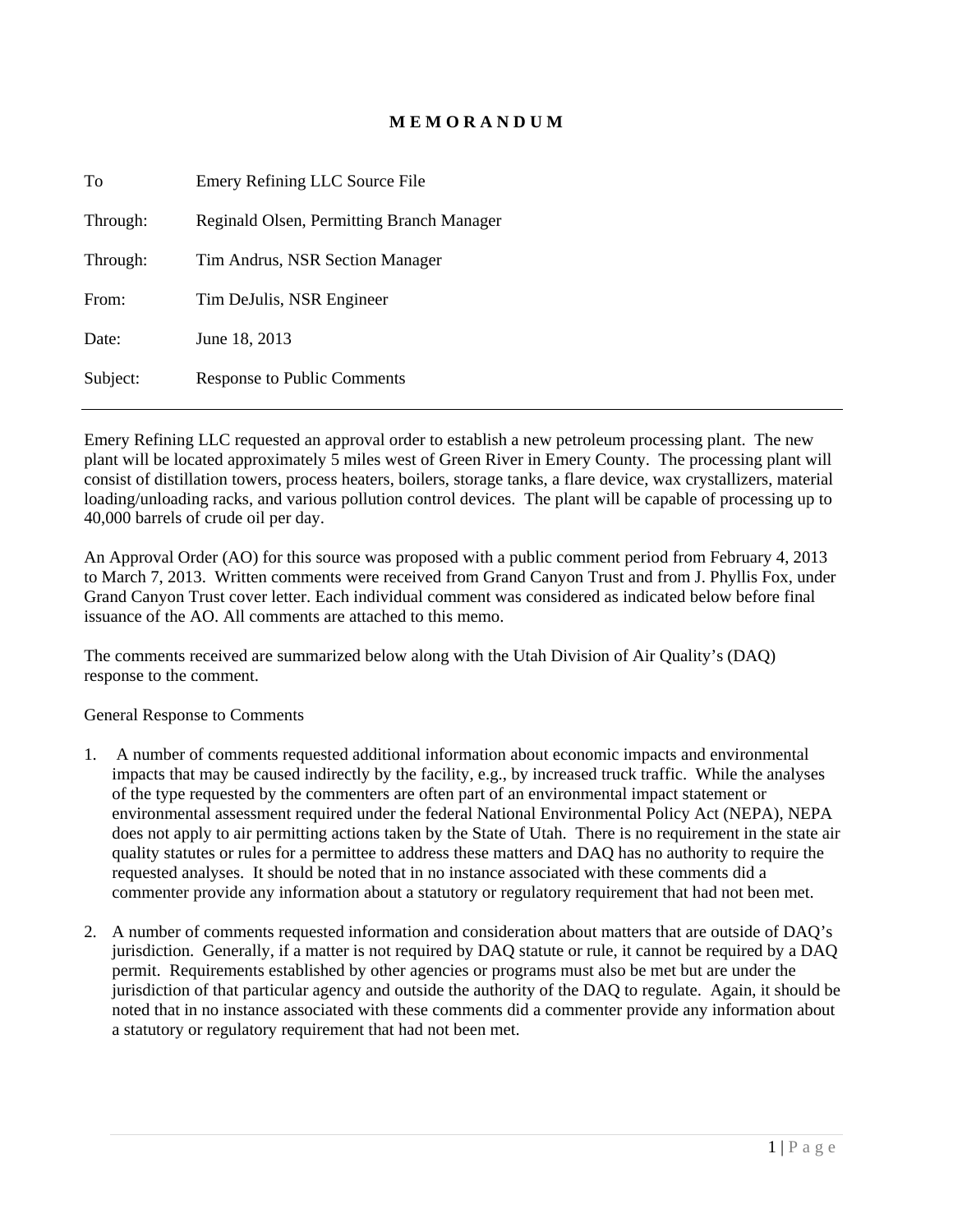# M E M O R A N D U M

| | |
|---|---|
| To | Emery Refining LLC Source File |
| Through: | Reginald Olsen, Permitting Branch Manager |
| Through: | Tim Andrus, NSR Section Manager |
| From: | Tim DeJulis, NSR Engineer |
| Date: | June 18, 2013 |
| Subject: | Response to Public Comments |

---

Emery Refining LLC requested an approval order to establish a new petroleum processing plant. The new plant will be located approximately 5 miles west of Green River in Emery County. The processing plant will consist of distillation towers, process heaters, boilers, storage tanks, a flare device, wax crystallizers, material loading/unloading racks, and various pollution control devices. The plant will be capable of processing up to 40,000 barrels of crude oil per day.

An Approval Order (AO) for this source was proposed with a public comment period from February 4, 2013 to March 7, 2013. Written comments were received from Grand Canyon Trust and from J. Phyllis Fox, under Grand Canyon Trust cover letter. Each individual comment was considered as indicated below before final issuance of the AO. All comments are attached to this memo.

The comments received are summarized below along with the Utah Division of Air Quality's (DAQ) response to the comment.

General Response to Comments

1. A number of comments requested additional information about economic impacts and environmental impacts that may be caused indirectly by the facility, e.g., by increased truck traffic. While the analyses of the type requested by the commenters are often part of an environmental impact statement or environmental assessment required under the federal National Environmental Policy Act (NEPA), NEPA does not apply to air permitting actions taken by the State of Utah. There is no requirement in the state air quality statutes or rules for a permittee to address these matters and DAQ has no authority to require the requested analyses. It should be noted that in no instance associated with these comments did a commenter provide any information about a statutory or regulatory requirement that had not been met.

2. A number of comments requested information and consideration about matters that are outside of DAQ's jurisdiction. Generally, if a matter is not required by DAQ statute or rule, it cannot be required by a DAQ permit. Requirements established by other agencies or programs must also be met but are under the jurisdiction of that particular agency and outside the authority of the DAQ to regulate. Again, it should be noted that in no instance associated with these comments did a commenter provide any information about a statutory or regulatory requirement that had not been met.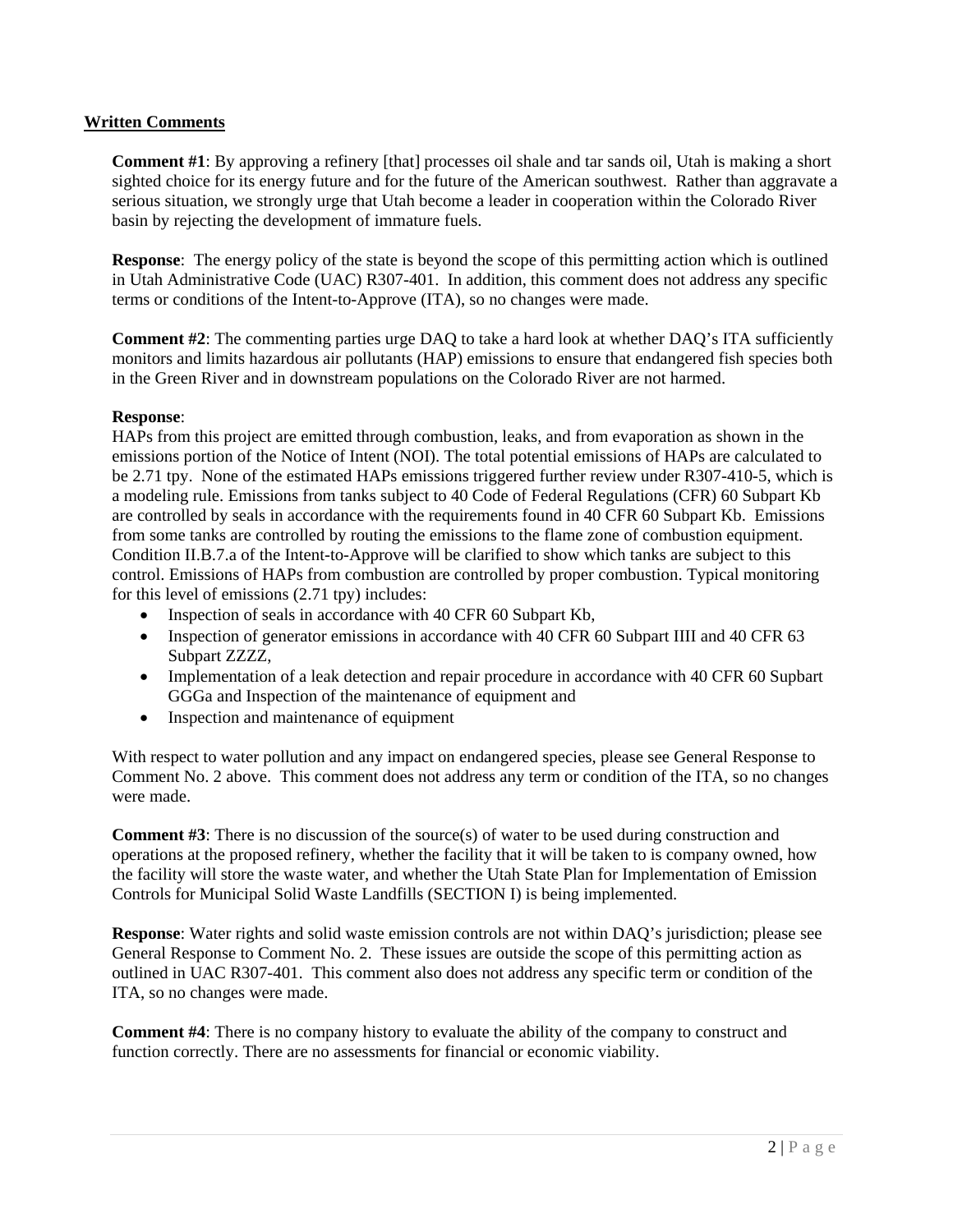## Written Comments

**Comment #1**: By approving a refinery [that] processes oil shale and tar sands oil, Utah is making a short sighted choice for its energy future and for the future of the American southwest. Rather than aggravate a serious situation, we strongly urge that Utah become a leader in cooperation within the Colorado River basin by rejecting the development of immature fuels.

**Response**: The energy policy of the state is beyond the scope of this permitting action which is outlined in Utah Administrative Code (UAC) R307-401. In addition, this comment does not address any specific terms or conditions of the Intent-to-Approve (ITA), so no changes were made.

**Comment #2**: The commenting parties urge DAQ to take a hard look at whether DAQ's ITA sufficiently monitors and limits hazardous air pollutants (HAP) emissions to ensure that endangered fish species both in the Green River and in downstream populations on the Colorado River are not harmed.

**Response**:
HAPs from this project are emitted through combustion, leaks, and from evaporation as shown in the emissions portion of the Notice of Intent (NOI). The total potential emissions of HAPs are calculated to be 2.71 tpy. None of the estimated HAPs emissions triggered further review under R307-410-5, which is a modeling rule. Emissions from tanks subject to 40 Code of Federal Regulations (CFR) 60 Subpart Kb are controlled by seals in accordance with the requirements found in 40 CFR 60 Subpart Kb. Emissions from some tanks are controlled by routing the emissions to the flame zone of combustion equipment. Condition II.B.7.a of the Intent-to-Approve will be clarified to show which tanks are subject to this control. Emissions of HAPs from combustion are controlled by proper combustion. Typical monitoring for this level of emissions (2.71 tpy) includes:

- Inspection of seals in accordance with 40 CFR 60 Subpart Kb,
- Inspection of generator emissions in accordance with 40 CFR 60 Subpart IIII and 40 CFR 63 Subpart ZZZZ,
- Implementation of a leak detection and repair procedure in accordance with 40 CFR 60 Supbart GGGa and Inspection of the maintenance of equipment and
- Inspection and maintenance of equipment

With respect to water pollution and any impact on endangered species, please see General Response to Comment No. 2 above. This comment does not address any term or condition of the ITA, so no changes were made.

**Comment #3**: There is no discussion of the source(s) of water to be used during construction and operations at the proposed refinery, whether the facility that it will be taken to is company owned, how the facility will store the waste water, and whether the Utah State Plan for Implementation of Emission Controls for Municipal Solid Waste Landfills (SECTION I) is being implemented.

**Response**: Water rights and solid waste emission controls are not within DAQ's jurisdiction; please see General Response to Comment No. 2. These issues are outside the scope of this permitting action as outlined in UAC R307-401. This comment also does not address any specific term or condition of the ITA, so no changes were made.

**Comment #4**: There is no company history to evaluate the ability of the company to construct and function correctly. There are no assessments for financial or economic viability.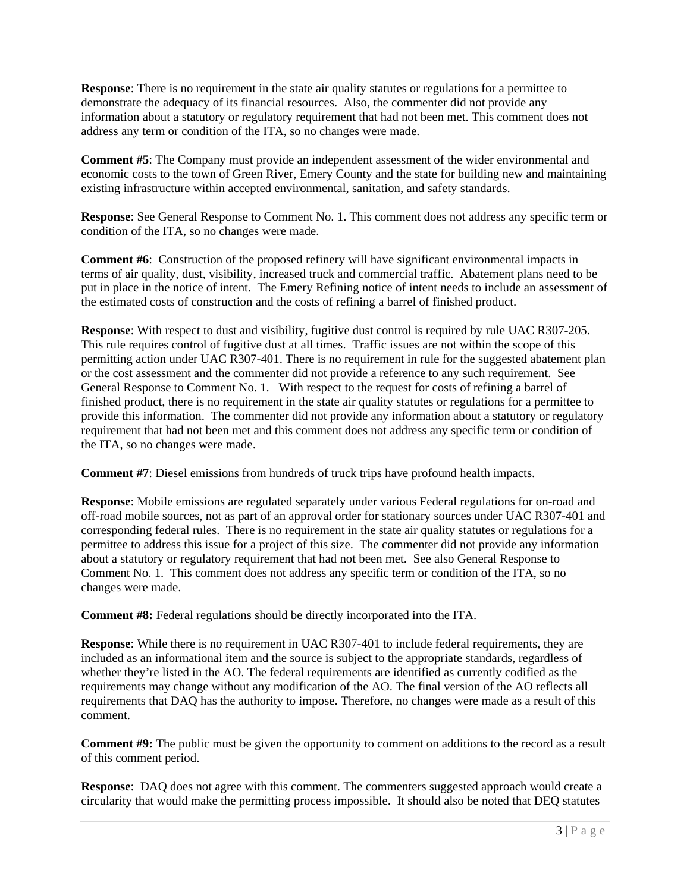**Response**: There is no requirement in the state air quality statutes or regulations for a permittee to demonstrate the adequacy of its financial resources. Also, the commenter did not provide any information about a statutory or regulatory requirement that had not been met. This comment does not address any term or condition of the ITA, so no changes were made.

**Comment #5**: The Company must provide an independent assessment of the wider environmental and economic costs to the town of Green River, Emery County and the state for building new and maintaining existing infrastructure within accepted environmental, sanitation, and safety standards.

**Response**: See General Response to Comment No. 1. This comment does not address any specific term or condition of the ITA, so no changes were made.

**Comment #6**: Construction of the proposed refinery will have significant environmental impacts in terms of air quality, dust, visibility, increased truck and commercial traffic. Abatement plans need to be put in place in the notice of intent. The Emery Refining notice of intent needs to include an assessment of the estimated costs of construction and the costs of refining a barrel of finished product.

**Response**: With respect to dust and visibility, fugitive dust control is required by rule UAC R307-205. This rule requires control of fugitive dust at all times. Traffic issues are not within the scope of this permitting action under UAC R307-401. There is no requirement in rule for the suggested abatement plan or the cost assessment and the commenter did not provide a reference to any such requirement. See General Response to Comment No. 1. With respect to the request for costs of refining a barrel of finished product, there is no requirement in the state air quality statutes or regulations for a permittee to provide this information. The commenter did not provide any information about a statutory or regulatory requirement that had not been met and this comment does not address any specific term or condition of the ITA, so no changes were made.

**Comment #7**: Diesel emissions from hundreds of truck trips have profound health impacts.

**Response**: Mobile emissions are regulated separately under various Federal regulations for on-road and off-road mobile sources, not as part of an approval order for stationary sources under UAC R307-401 and corresponding federal rules. There is no requirement in the state air quality statutes or regulations for a permittee to address this issue for a project of this size. The commenter did not provide any information about a statutory or regulatory requirement that had not been met. See also General Response to Comment No. 1. This comment does not address any specific term or condition of the ITA, so no changes were made.

**Comment #8:** Federal regulations should be directly incorporated into the ITA.

**Response**: While there is no requirement in UAC R307-401 to include federal requirements, they are included as an informational item and the source is subject to the appropriate standards, regardless of whether they're listed in the AO. The federal requirements are identified as currently codified as the requirements may change without any modification of the AO. The final version of the AO reflects all requirements that DAQ has the authority to impose. Therefore, no changes were made as a result of this comment.

**Comment #9:** The public must be given the opportunity to comment on additions to the record as a result of this comment period.

**Response**: DAQ does not agree with this comment. The commenters suggested approach would create a circularity that would make the permitting process impossible. It should also be noted that DEQ statutes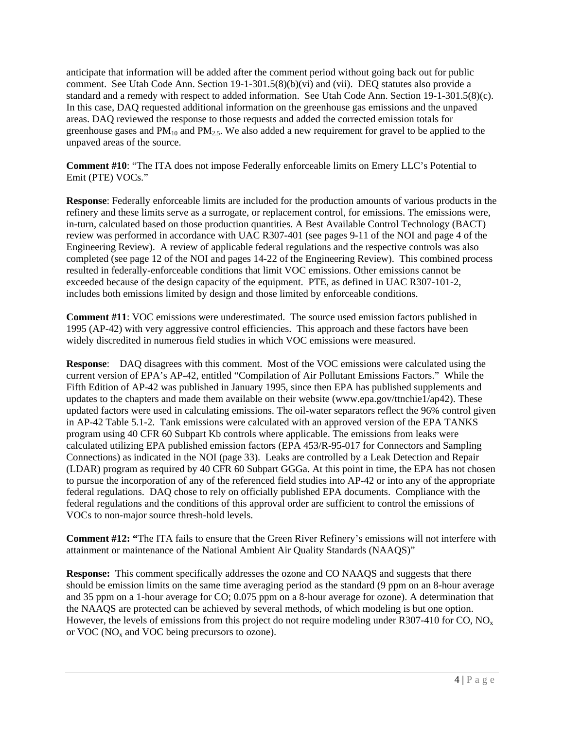anticipate that information will be added after the comment period without going back out for public comment. See Utah Code Ann. Section 19-1-301.5(8)(b)(vi) and (vii). DEQ statutes also provide a standard and a remedy with respect to added information. See Utah Code Ann. Section 19-1-301.5(8)(c). In this case, DAQ requested additional information on the greenhouse gas emissions and the unpaved areas. DAQ reviewed the response to those requests and added the corrected emission totals for greenhouse gases and $PM_{10}$ and $PM_{2.5}$. We also added a new requirement for gravel to be applied to the unpaved areas of the source.

**Comment #10**: "The ITA does not impose Federally enforceable limits on Emery LLC's Potential to Emit (PTE) VOCs."

**Response**: Federally enforceable limits are included for the production amounts of various products in the refinery and these limits serve as a surrogate, or replacement control, for emissions. The emissions were, in-turn, calculated based on those production quantities. A Best Available Control Technology (BACT) review was performed in accordance with UAC R307-401 (see pages 9-11 of the NOI and page 4 of the Engineering Review). A review of applicable federal regulations and the respective controls was also completed (see page 12 of the NOI and pages 14-22 of the Engineering Review). This combined process resulted in federally-enforceable conditions that limit VOC emissions. Other emissions cannot be exceeded because of the design capacity of the equipment. PTE, as defined in UAC R307-101-2, includes both emissions limited by design and those limited by enforceable conditions.

**Comment #11**: VOC emissions were underestimated. The source used emission factors published in 1995 (AP-42) with very aggressive control efficiencies. This approach and these factors have been widely discredited in numerous field studies in which VOC emissions were measured.

**Response**: DAQ disagrees with this comment. Most of the VOC emissions were calculated using the current version of EPA's AP-42, entitled "Compilation of Air Pollutant Emissions Factors." While the Fifth Edition of AP-42 was published in January 1995, since then EPA has published supplements and updates to the chapters and made them available on their website (www.epa.gov/ttnchie1/ap42). These updated factors were used in calculating emissions. The oil-water separators reflect the 96% control given in AP-42 Table 5.1-2. Tank emissions were calculated with an approved version of the EPA TANKS program using 40 CFR 60 Subpart Kb controls where applicable. The emissions from leaks were calculated utilizing EPA published emission factors (EPA 453/R-95-017 for Connectors and Sampling Connections) as indicated in the NOI (page 33). Leaks are controlled by a Leak Detection and Repair (LDAR) program as required by 40 CFR 60 Subpart GGGa. At this point in time, the EPA has not chosen to pursue the incorporation of any of the referenced field studies into AP-42 or into any of the appropriate federal regulations. DAQ chose to rely on officially published EPA documents. Compliance with the federal regulations and the conditions of this approval order are sufficient to control the emissions of VOCs to non-major source thresh-hold levels.

**Comment #12: "**The ITA fails to ensure that the Green River Refinery's emissions will not interfere with attainment or maintenance of the National Ambient Air Quality Standards (NAAQS)"

**Response:** This comment specifically addresses the ozone and CO NAAQS and suggests that there should be emission limits on the same time averaging period as the standard (9 ppm on an 8-hour average and 35 ppm on a 1-hour average for CO; 0.075 ppm on a 8-hour average for ozone). A determination that the NAAQS are protected can be achieved by several methods, of which modeling is but one option. However, the levels of emissions from this project do not require modeling under R307-410 for CO, $NO_x$ or VOC ($NO_x$ and VOC being precursors to ozone).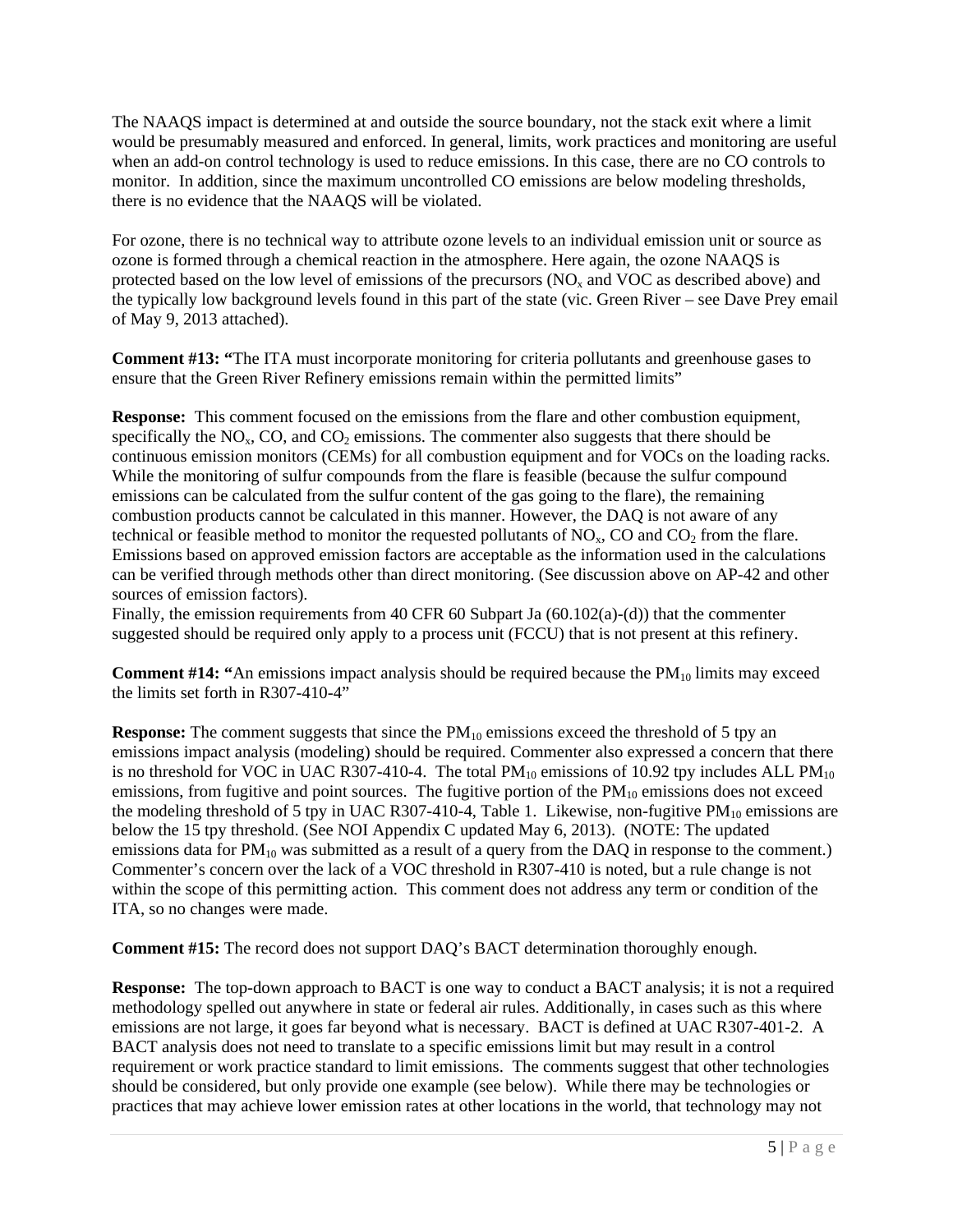The NAAQS impact is determined at and outside the source boundary, not the stack exit where a limit would be presumably measured and enforced. In general, limits, work practices and monitoring are useful when an add-on control technology is used to reduce emissions. In this case, there are no CO controls to monitor. In addition, since the maximum uncontrolled CO emissions are below modeling thresholds, there is no evidence that the NAAQS will be violated.

For ozone, there is no technical way to attribute ozone levels to an individual emission unit or source as ozone is formed through a chemical reaction in the atmosphere. Here again, the ozone NAAQS is protected based on the low level of emissions of the precursors ($NO_x$ and VOC as described above) and the typically low background levels found in this part of the state (vic. Green River – see Dave Prey email of May 9, 2013 attached).

**Comment #13: "**The ITA must incorporate monitoring for criteria pollutants and greenhouse gases to ensure that the Green River Refinery emissions remain within the permitted limits"

**Response:** This comment focused on the emissions from the flare and other combustion equipment, specifically the $NO_x$, CO, and $CO_2$ emissions. The commenter also suggests that there should be continuous emission monitors (CEMs) for all combustion equipment and for VOCs on the loading racks. While the monitoring of sulfur compounds from the flare is feasible (because the sulfur compound emissions can be calculated from the sulfur content of the gas going to the flare), the remaining combustion products cannot be calculated in this manner. However, the DAQ is not aware of any technical or feasible method to monitor the requested pollutants of $NO_x$, CO and $CO_2$ from the flare. Emissions based on approved emission factors are acceptable as the information used in the calculations can be verified through methods other than direct monitoring. (See discussion above on AP-42 and other sources of emission factors).

Finally, the emission requirements from 40 CFR 60 Subpart Ja (60.102(a)-(d)) that the commenter suggested should be required only apply to a process unit (FCCU) that is not present at this refinery.

**Comment #14: "**An emissions impact analysis should be required because the $PM_{10}$ limits may exceed the limits set forth in R307-410-4"

**Response:** The comment suggests that since the $PM_{10}$ emissions exceed the threshold of 5 tpy an emissions impact analysis (modeling) should be required. Commenter also expressed a concern that there is no threshold for VOC in UAC R307-410-4. The total $PM_{10}$ emissions of 10.92 tpy includes ALL $PM_{10}$ emissions, from fugitive and point sources. The fugitive portion of the $PM_{10}$ emissions does not exceed the modeling threshold of 5 tpy in UAC R307-410-4, Table 1. Likewise, non-fugitive $PM_{10}$ emissions are below the 15 tpy threshold. (See NOI Appendix C updated May 6, 2013). (NOTE: The updated emissions data for $PM_{10}$ was submitted as a result of a query from the DAQ in response to the comment.) Commenter's concern over the lack of a VOC threshold in R307-410 is noted, but a rule change is not within the scope of this permitting action. This comment does not address any term or condition of the ITA, so no changes were made.

**Comment #15:** The record does not support DAQ's BACT determination thoroughly enough.

**Response:** The top-down approach to BACT is one way to conduct a BACT analysis; it is not a required methodology spelled out anywhere in state or federal air rules. Additionally, in cases such as this where emissions are not large, it goes far beyond what is necessary. BACT is defined at UAC R307-401-2. A BACT analysis does not need to translate to a specific emissions limit but may result in a control requirement or work practice standard to limit emissions. The comments suggest that other technologies should be considered, but only provide one example (see below). While there may be technologies or practices that may achieve lower emission rates at other locations in the world, that technology may not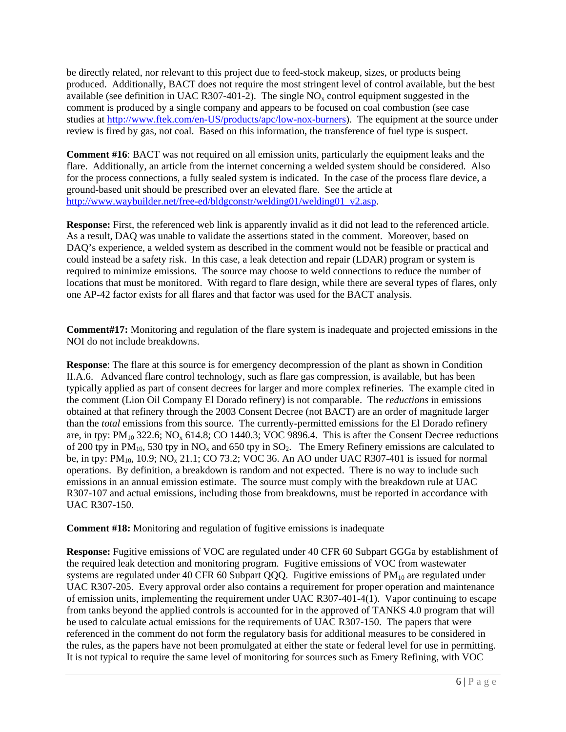be directly related, nor relevant to this project due to feed-stock makeup, sizes, or products being produced. Additionally, BACT does not require the most stringent level of control available, but the best available (see definition in UAC R307-401-2). The single $NO_x$ control equipment suggested in the comment is produced by a single company and appears to be focused on coal combustion (see case studies at http://www.ftek.com/en-US/products/apc/low-nox-burners). The equipment at the source under review is fired by gas, not coal. Based on this information, the transference of fuel type is suspect.

**Comment #16**: BACT was not required on all emission units, particularly the equipment leaks and the flare. Additionally, an article from the internet concerning a welded system should be considered. Also for the process connections, a fully sealed system is indicated. In the case of the process flare device, a ground-based unit should be prescribed over an elevated flare. See the article at http://www.waybuilder.net/free-ed/bldgconstr/welding01/welding01_v2.asp.

**Response:** First, the referenced web link is apparently invalid as it did not lead to the referenced article. As a result, DAQ was unable to validate the assertions stated in the comment. Moreover, based on DAQ's experience, a welded system as described in the comment would not be feasible or practical and could instead be a safety risk. In this case, a leak detection and repair (LDAR) program or system is required to minimize emissions. The source may choose to weld connections to reduce the number of locations that must be monitored. With regard to flare design, while there are several types of flares, only one AP-42 factor exists for all flares and that factor was used for the BACT analysis.

**Comment#17:** Monitoring and regulation of the flare system is inadequate and projected emissions in the NOI do not include breakdowns.

**Response**: The flare at this source is for emergency decompression of the plant as shown in Condition II.A.6. Advanced flare control technology, such as flare gas compression, is available, but has been typically applied as part of consent decrees for larger and more complex refineries. The example cited in the comment (Lion Oil Company El Dorado refinery) is not comparable. The *reductions* in emissions obtained at that refinery through the 2003 Consent Decree (not BACT) are an order of magnitude larger than the *total* emissions from this source. The currently-permitted emissions for the El Dorado refinery are, in tpy: $PM_{10}$ 322.6; $NO_x$ 614.8; CO 1440.3; VOC 9896.4. This is after the Consent Decree reductions of 200 tpy in $PM_{10}$, 530 tpy in $NO_x$ and 650 tpy in $SO_2$. The Emery Refinery emissions are calculated to be, in tpy: $PM_{10}$, 10.9; $NO_x$ 21.1; CO 73.2; VOC 36. An AO under UAC R307-401 is issued for normal operations. By definition, a breakdown is random and not expected. There is no way to include such emissions in an annual emission estimate. The source must comply with the breakdown rule at UAC R307-107 and actual emissions, including those from breakdowns, must be reported in accordance with UAC R307-150.

**Comment #18:** Monitoring and regulation of fugitive emissions is inadequate

**Response:** Fugitive emissions of VOC are regulated under 40 CFR 60 Subpart GGGa by establishment of the required leak detection and monitoring program. Fugitive emissions of VOC from wastewater systems are regulated under 40 CFR 60 Subpart QQQ. Fugitive emissions of $PM_{10}$ are regulated under UAC R307-205. Every approval order also contains a requirement for proper operation and maintenance of emission units, implementing the requirement under UAC R307-401-4(1). Vapor continuing to escape from tanks beyond the applied controls is accounted for in the approved of TANKS 4.0 program that will be used to calculate actual emissions for the requirements of UAC R307-150. The papers that were referenced in the comment do not form the regulatory basis for additional measures to be considered in the rules, as the papers have not been promulgated at either the state or federal level for use in permitting. It is not typical to require the same level of monitoring for sources such as Emery Refining, with VOC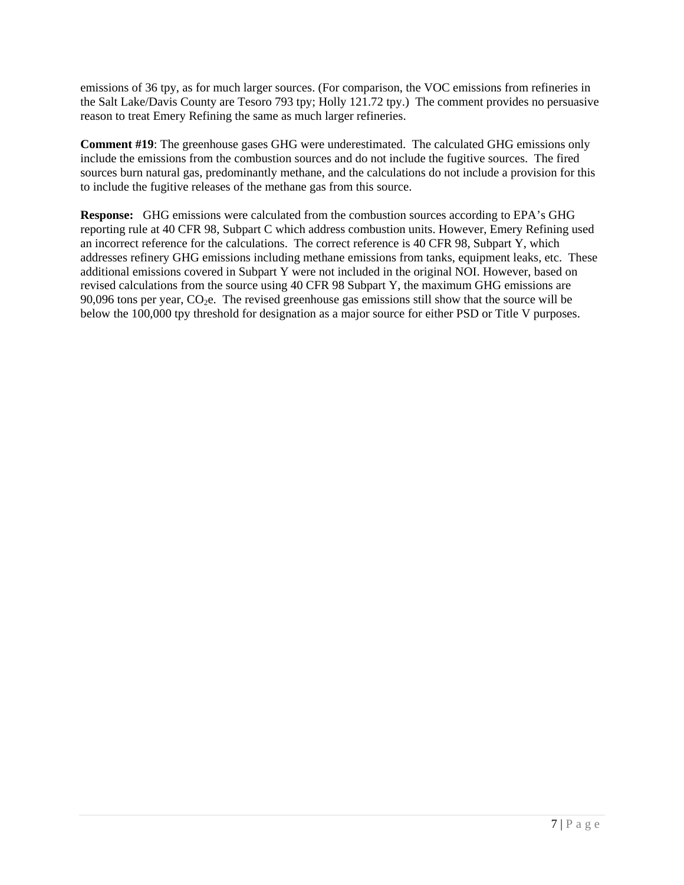emissions of 36 tpy, as for much larger sources. (For comparison, the VOC emissions from refineries in the Salt Lake/Davis County are Tesoro 793 tpy; Holly 121.72 tpy.) The comment provides no persuasive reason to treat Emery Refining the same as much larger refineries.

**Comment #19**: The greenhouse gases GHG were underestimated. The calculated GHG emissions only include the emissions from the combustion sources and do not include the fugitive sources. The fired sources burn natural gas, predominantly methane, and the calculations do not include a provision for this to include the fugitive releases of the methane gas from this source.

**Response:** GHG emissions were calculated from the combustion sources according to EPA's GHG reporting rule at 40 CFR 98, Subpart C which address combustion units. However, Emery Refining used an incorrect reference for the calculations. The correct reference is 40 CFR 98, Subpart Y, which addresses refinery GHG emissions including methane emissions from tanks, equipment leaks, etc. These additional emissions covered in Subpart Y were not included in the original NOI. However, based on revised calculations from the source using 40 CFR 98 Subpart Y, the maximum GHG emissions are 90,096 tons per year, $CO_2e$. The revised greenhouse gas emissions still show that the source will be below the 100,000 tpy threshold for designation as a major source for either PSD or Title V purposes.